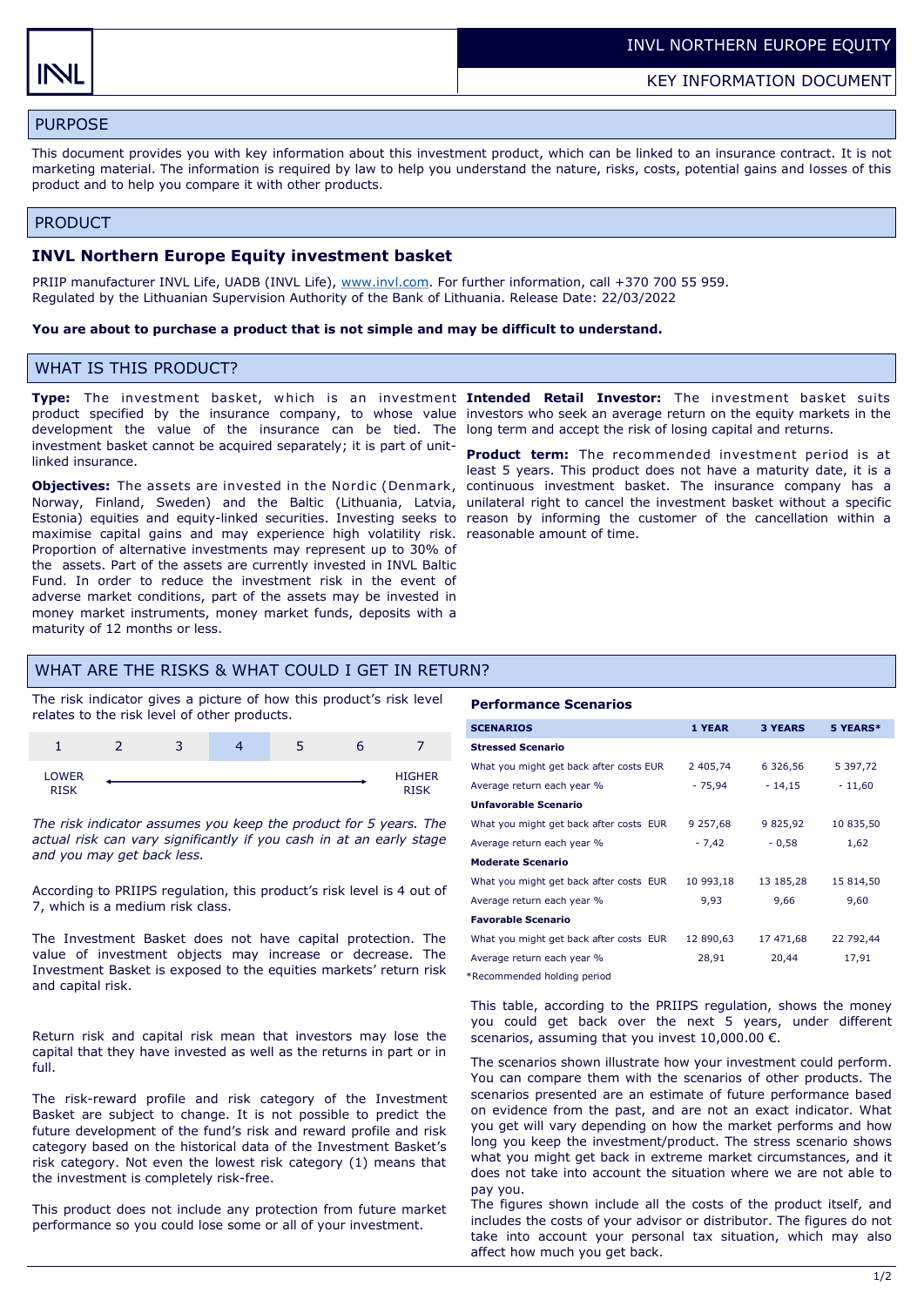INVL NORTHERN EUROPE EQUITY

KEY INFORMATION DOCUMENT

## PURPOSE

This document provides you with key information about this investment product, which can be linked to an insurance contract. It is not marketing material. The information is required by law to help you understand the nature, risks, costs, potential gains and losses of this product and to help you compare it with other products.

## PRODUCT

### INVL Northern Europe Equity investment basket

PRIIP manufacturer INVL Life, UADB (INVL Life), www.invl.com. For further information, call +370 700 55 959.
Regulated by the Lithuanian Supervision Authority of the Bank of Lithuania. Release Date: 22/03/2022

**You are about to purchase a product that is not simple and may be difficult to understand.**

## WHAT IS THIS PRODUCT?

**Type:** The investment basket, which is an investment product specified by the insurance company, to whose value development the value of the insurance can be tied. The investment basket cannot be acquired separately; it is part of unit-linked insurance.

**Objectives:** The assets are invested in the Nordic (Denmark, Norway, Finland, Sweden) and the Baltic (Lithuania, Latvia, Estonia) equities and equity-linked securities. Investing seeks to maximise capital gains and may experience high volatility risk. Proportion of alternative investments may represent up to 30% of the assets. Part of the assets are currently invested in INVL Baltic Fund. In order to reduce the investment risk in the event of adverse market conditions, part of the assets may be invested in money market instruments, money market funds, deposits with a maturity of 12 months or less.

**Intended Retail Investor:** The investment basket suits investors who seek an average return on the equity markets in the long term and accept the risk of losing capital and returns.

**Product term:** The recommended investment period is at least 5 years. This product does not have a maturity date, it is a continuous investment basket. The insurance company has a unilateral right to cancel the investment basket without a specific reason by informing the customer of the cancellation within a reasonable amount of time.

## WHAT ARE THE RISKS & WHAT COULD I GET IN RETURN?

The risk indicator gives a picture of how this product's risk level relates to the risk level of other products.

| 1 | 2 | 3 | **4** | 5 | 6 | 7 |
|---|---|---|---|---|---|---|
| LOWER RISK | | | | | | HIGHER RISK |

*The risk indicator assumes you keep the product for 5 years. The actual risk can vary significantly if you cash in at an early stage and you may get back less.*

According to PRIIPS regulation, this product's risk level is 4 out of 7, which is a medium risk class.

The Investment Basket does not have capital protection. The value of investment objects may increase or decrease. The Investment Basket is exposed to the equities markets' return risk and capital risk.

Return risk and capital risk mean that investors may lose the capital that they have invested as well as the returns in part or in full.

The risk-reward profile and risk category of the Investment Basket are subject to change. It is not possible to predict the future development of the fund's risk and reward profile and risk category based on the historical data of the Investment Basket's risk category. Not even the lowest risk category (1) means that the investment is completely risk-free.

This product does not include any protection from future market performance so you could lose some or all of your investment.

**Performance Scenarios**

| SCENARIOS | 1 YEAR | 3 YEARS | 5 YEARS* |
|---|---|---|---|
| **Stressed Scenario** | | | |
| What you might get back after costs EUR | 2 405,74 | 6 326,56 | 5 397,72 |
| Average return each year % | - 75,94 | - 14,15 | - 11,60 |
| **Unfavorable Scenario** | | | |
| What you might get back after costs EUR | 9 257,68 | 9 825,92 | 10 835,50 |
| Average return each year % | - 7,42 | - 0,58 | 1,62 |
| **Moderate Scenario** | | | |
| What you might get back after costs EUR | 10 993,18 | 13 185,28 | 15 814,50 |
| Average return each year % | 9,93 | 9,66 | 9,60 |
| **Favorable Scenario** | | | |
| What you might get back after costs EUR | 12 890,63 | 17 471,68 | 22 792,44 |
| Average return each year % | 28,91 | 20,44 | 17,91 |

*Recommended holding period

This table, according to the PRIIPS regulation, shows the money you could get back over the next 5 years, under different scenarios, assuming that you invest 10,000.00 €.

The scenarios shown illustrate how your investment could perform. You can compare them with the scenarios of other products. The scenarios presented are an estimate of future performance based on evidence from the past, and are not an exact indicator. What you get will vary depending on how the market performs and how long you keep the investment/product. The stress scenario shows what you might get back in extreme market circumstances, and it does not take into account the situation where we are not able to pay you.

The figures shown include all the costs of the product itself, and includes the costs of your advisor or distributor. The figures do not take into account your personal tax situation, which may also affect how much you get back.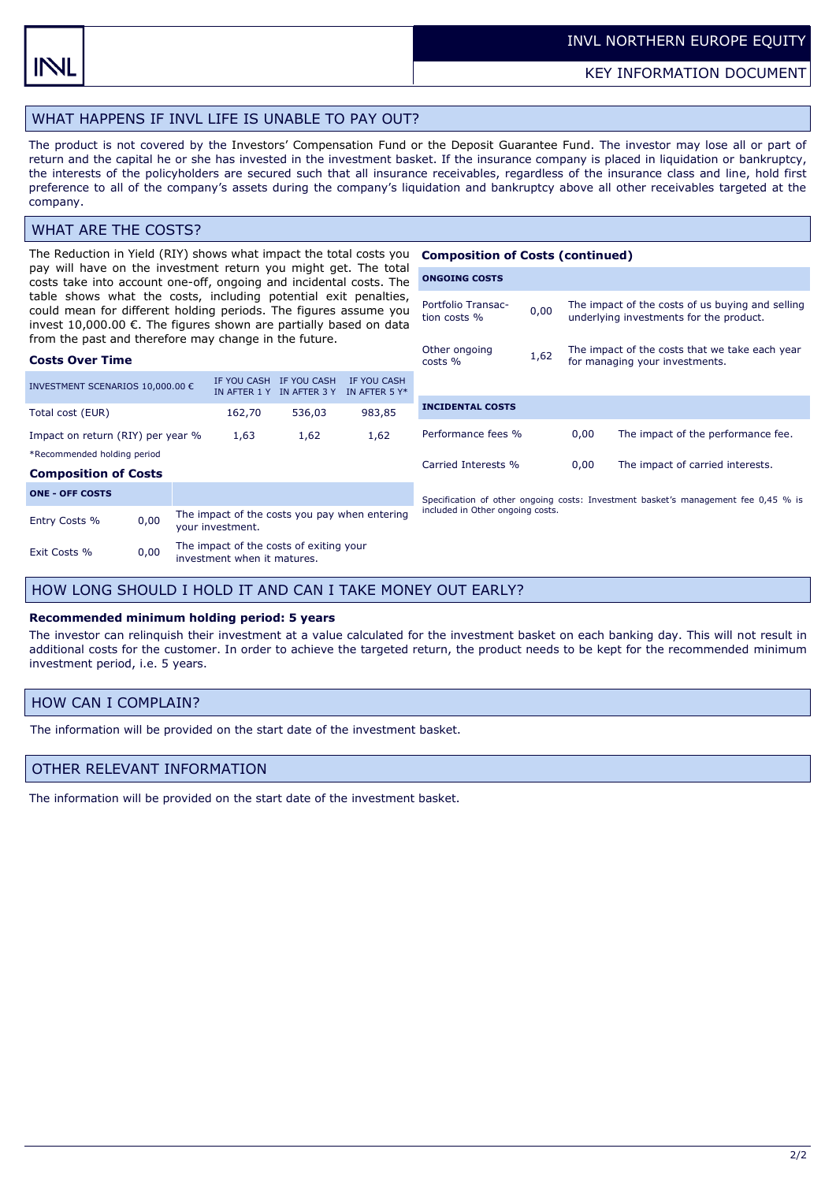INVL NORTHERN EUROPE EQUITY

KEY INFORMATION DOCUMENT

## WHAT HAPPENS IF INVL LIFE IS UNABLE TO PAY OUT?

The product is not covered by the Investors' Compensation Fund or the Deposit Guarantee Fund. The investor may lose all or part of return and the capital he or she has invested in the investment basket. If the insurance company is placed in liquidation or bankruptcy, the interests of the policyholders are secured such that all insurance receivables, regardless of the insurance class and line, hold first preference to all of the company's assets during the company's liquidation and bankruptcy above all other receivables targeted at the company.

## WHAT ARE THE COSTS?

The Reduction in Yield (RIY) shows what impact the total costs you pay will have on the investment return you might get. The total costs take into account one-off, ongoing and incidental costs. The table shows what the costs, including potential exit penalties, could mean for different holding periods. The figures assume you invest 10,000.00 €. The figures shown are partially based on data from the past and therefore may change in the future.

### Costs Over Time

| INVESTMENT SCENARIOS 10,000.00 € | IF YOU CASH IN AFTER 1 Y | IF YOU CASH IN AFTER 3 Y | IF YOU CASH IN AFTER 5 Y* |
|---|---|---|---|
| Total cost (EUR) | 162,70 | 536,03 | 983,85 |
| Impact on return (RIY) per year % | 1,63 | 1,62 | 1,62 |

*Recommended holding period

### Composition of Costs

| ONE - OFF COSTS | | |
|---|---|---|
| Entry Costs % | 0,00 | The impact of the costs you pay when entering your investment. |
| Exit Costs % | 0,00 | The impact of the costs of exiting your investment when it matures. |

### Composition of Costs (continued)

| ONGOING COSTS | | |
|---|---|---|
| Portfolio Transaction costs % | 0,00 | The impact of the costs of us buying and selling underlying investments for the product. |
| Other ongoing costs % | 1,62 | The impact of the costs that we take each year for managing your investments. |

| INCIDENTAL COSTS | | |
|---|---|---|
| Performance fees % | 0,00 | The impact of the performance fee. |
| Carried Interests % | 0,00 | The impact of carried interests. |

Specification of other ongoing costs: Investment basket's management fee 0,45 % is included in Other ongoing costs.

## HOW LONG SHOULD I HOLD IT AND CAN I TAKE MONEY OUT EARLY?

**Recommended minimum holding period: 5 years**

The investor can relinquish their investment at a value calculated for the investment basket on each banking day. This will not result in additional costs for the customer. In order to achieve the targeted return, the product needs to be kept for the recommended minimum investment period, i.e. 5 years.

## HOW CAN I COMPLAIN?

The information will be provided on the start date of the investment basket.

## OTHER RELEVANT INFORMATION

The information will be provided on the start date of the investment basket.